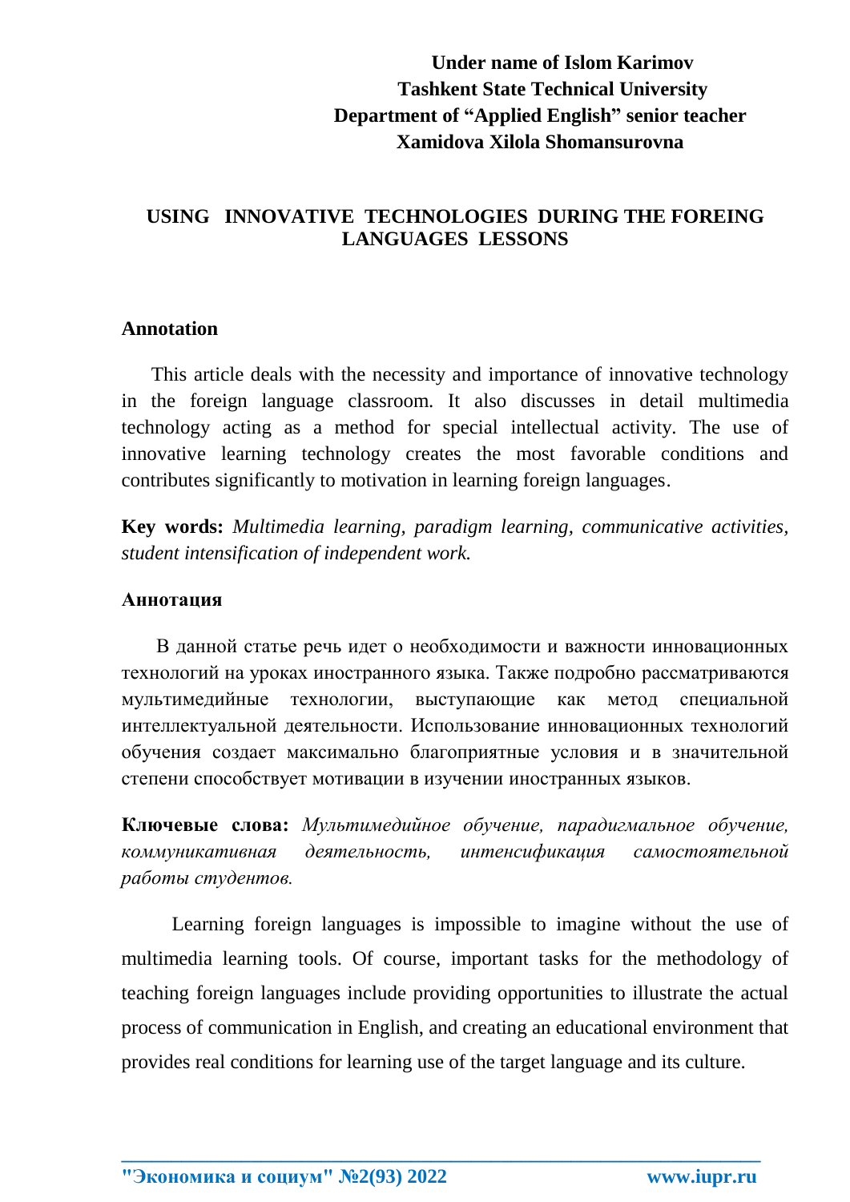**Under name of Islom Karimov**
**Tashkent State Technical University**
**Department of "Applied English" senior teacher**
**Xamidova Xilola Shomansurovna**

# USING INNOVATIVE TECHNOLOGIES DURING THE FOREING LANGUAGES LESSONS

**Annotation**

This article deals with the necessity and importance of innovative technology in the foreign language classroom. It also discusses in detail multimedia technology acting as a method for special intellectual activity. The use of innovative learning technology creates the most favorable conditions and contributes significantly to motivation in learning foreign languages.

**Key words:** *Multimedia learning, paradigm learning, communicative activities, student intensification of independent work.*

**Аннотация**

В данной статье речь идет о необходимости и важности инновационных технологий на уроках иностранного языка. Также подробно рассматриваются мультимедийные технологии, выступающие как метод специальной интеллектуальной деятельности. Использование инновационных технологий обучения создает максимально благоприятные условия и в значительной степени способствует мотивации в изучении иностранных языков.

**Ключевые слова:** *Мультимедийное обучение, парадигмальное обучение, коммуникативная деятельность, интенсификация самостоятельной работы студентов.*

Learning foreign languages is impossible to imagine without the use of multimedia learning tools. Of course, important tasks for the methodology of teaching foreign languages include providing opportunities to illustrate the actual process of communication in English, and creating an educational environment that provides real conditions for learning use of the target language and its culture.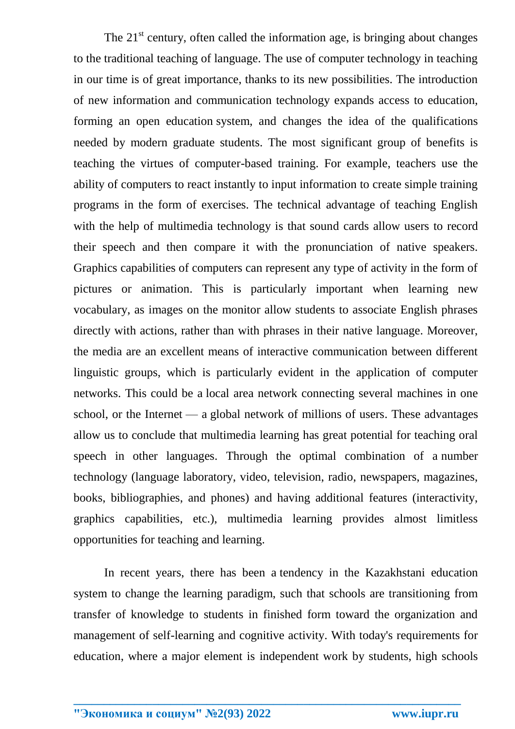The 21st century, often called the information age, is bringing about changes to the traditional teaching of language. The use of computer technology in teaching in our time is of great importance, thanks to its new possibilities. The introduction of new information and communication technology expands access to education, forming an open education system, and changes the idea of the qualifications needed by modern graduate students. The most significant group of benefits is teaching the virtues of computer-based training. For example, teachers use the ability of computers to react instantly to input information to create simple training programs in the form of exercises. The technical advantage of teaching English with the help of multimedia technology is that sound cards allow users to record their speech and then compare it with the pronunciation of native speakers. Graphics capabilities of computers can represent any type of activity in the form of pictures or animation. This is particularly important when learning new vocabulary, as images on the monitor allow students to associate English phrases directly with actions, rather than with phrases in their native language. Moreover, the media are an excellent means of interactive communication between different linguistic groups, which is particularly evident in the application of computer networks. This could be a local area network connecting several machines in one school, or the Internet — a global network of millions of users. These advantages allow us to conclude that multimedia learning has great potential for teaching oral speech in other languages. Through the optimal combination of a number technology (language laboratory, video, television, radio, newspapers, magazines, books, bibliographies, and phones) and having additional features (interactivity, graphics capabilities, etc.), multimedia learning provides almost limitless opportunities for teaching and learning.

In recent years, there has been a tendency in the Kazakhstani education system to change the learning paradigm, such that schools are transitioning from transfer of knowledge to students in finished form toward the organization and management of self-learning and cognitive activity. With today's requirements for education, where a major element is independent work by students, high schools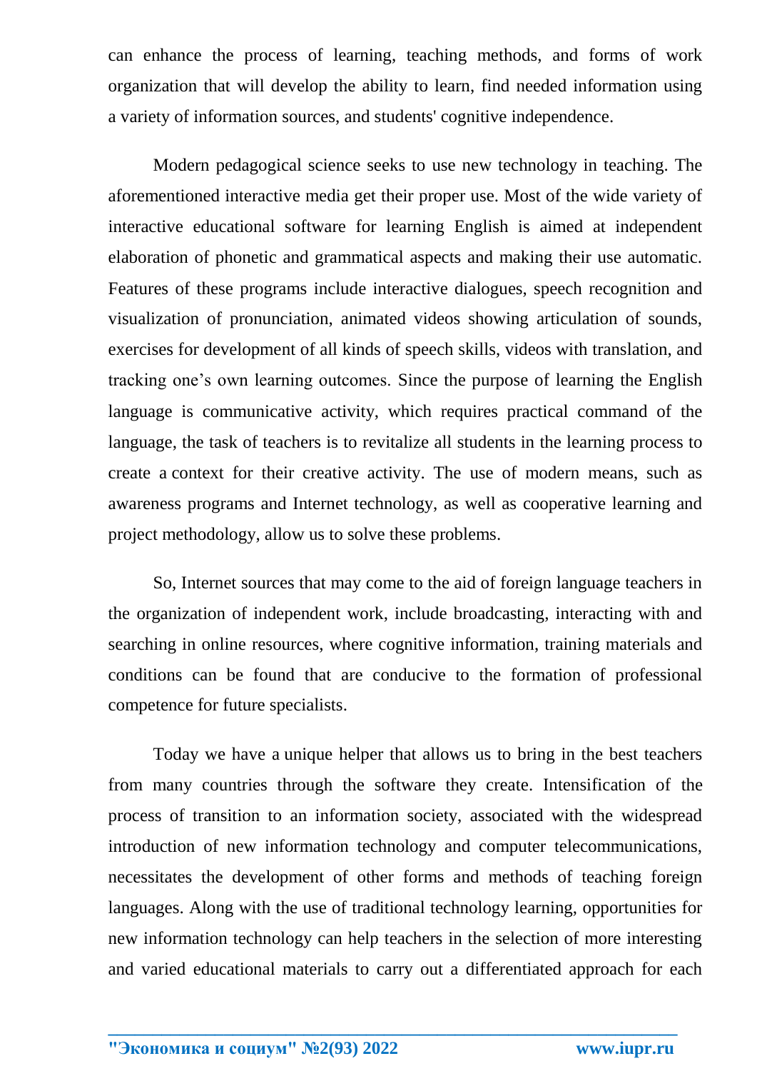can enhance the process of learning, teaching methods, and forms of work organization that will develop the ability to learn, find needed information using a variety of information sources, and students' cognitive independence.

Modern pedagogical science seeks to use new technology in teaching. The aforementioned interactive media get their proper use. Most of the wide variety of interactive educational software for learning English is aimed at independent elaboration of phonetic and grammatical aspects and making their use automatic. Features of these programs include interactive dialogues, speech recognition and visualization of pronunciation, animated videos showing articulation of sounds, exercises for development of all kinds of speech skills, videos with translation, and tracking one's own learning outcomes. Since the purpose of learning the English language is communicative activity, which requires practical command of the language, the task of teachers is to revitalize all students in the learning process to create a context for their creative activity. The use of modern means, such as awareness programs and Internet technology, as well as cooperative learning and project methodology, allow us to solve these problems.

So, Internet sources that may come to the aid of foreign language teachers in the organization of independent work, include broadcasting, interacting with and searching in online resources, where cognitive information, training materials and conditions can be found that are conducive to the formation of professional competence for future specialists.

Today we have a unique helper that allows us to bring in the best teachers from many countries through the software they create. Intensification of the process of transition to an information society, associated with the widespread introduction of new information technology and computer telecommunications, necessitates the development of other forms and methods of teaching foreign languages. Along with the use of traditional technology learning, opportunities for new information technology can help teachers in the selection of more interesting and varied educational materials to carry out a differentiated approach for each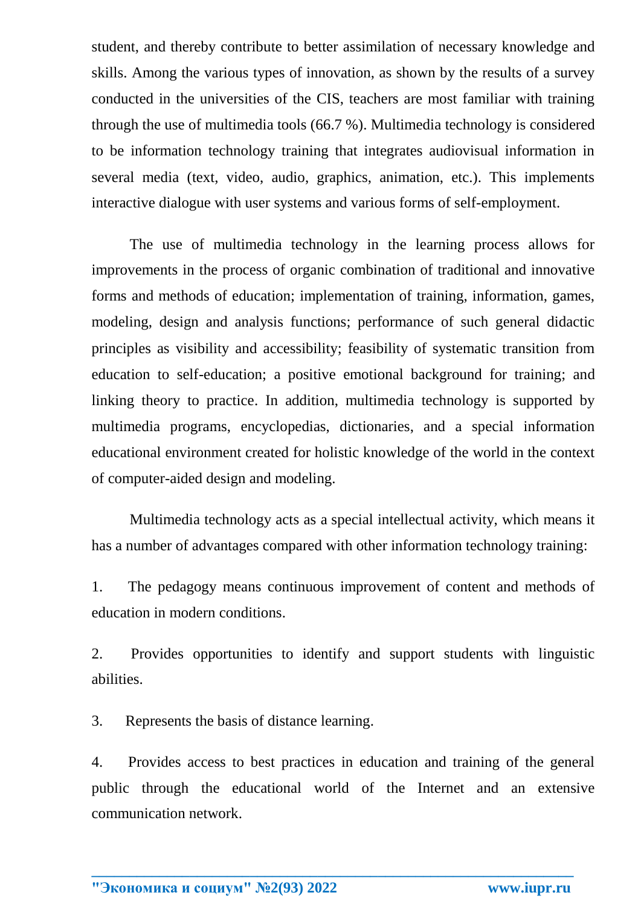student, and thereby contribute to better assimilation of necessary knowledge and skills. Among the various types of innovation, as shown by the results of a survey conducted in the universities of the CIS, teachers are most familiar with training through the use of multimedia tools (66.7 %). Multimedia technology is considered to be information technology training that integrates audiovisual information in several media (text, video, audio, graphics, animation, etc.). This implements interactive dialogue with user systems and various forms of self-employment.

The use of multimedia technology in the learning process allows for improvements in the process of organic combination of traditional and innovative forms and methods of education; implementation of training, information, games, modeling, design and analysis functions; performance of such general didactic principles as visibility and accessibility; feasibility of systematic transition from education to self-education; a positive emotional background for training; and linking theory to practice. In addition, multimedia technology is supported by multimedia programs, encyclopedias, dictionaries, and a special information educational environment created for holistic knowledge of the world in the context of computer-aided design and modeling.

Multimedia technology acts as a special intellectual activity, which means it has a number of advantages compared with other information technology training:

1. The pedagogy means continuous improvement of content and methods of education in modern conditions.

2. Provides opportunities to identify and support students with linguistic abilities.

3. Represents the basis of distance learning.

4. Provides access to best practices in education and training of the general public through the educational world of the Internet and an extensive communication network.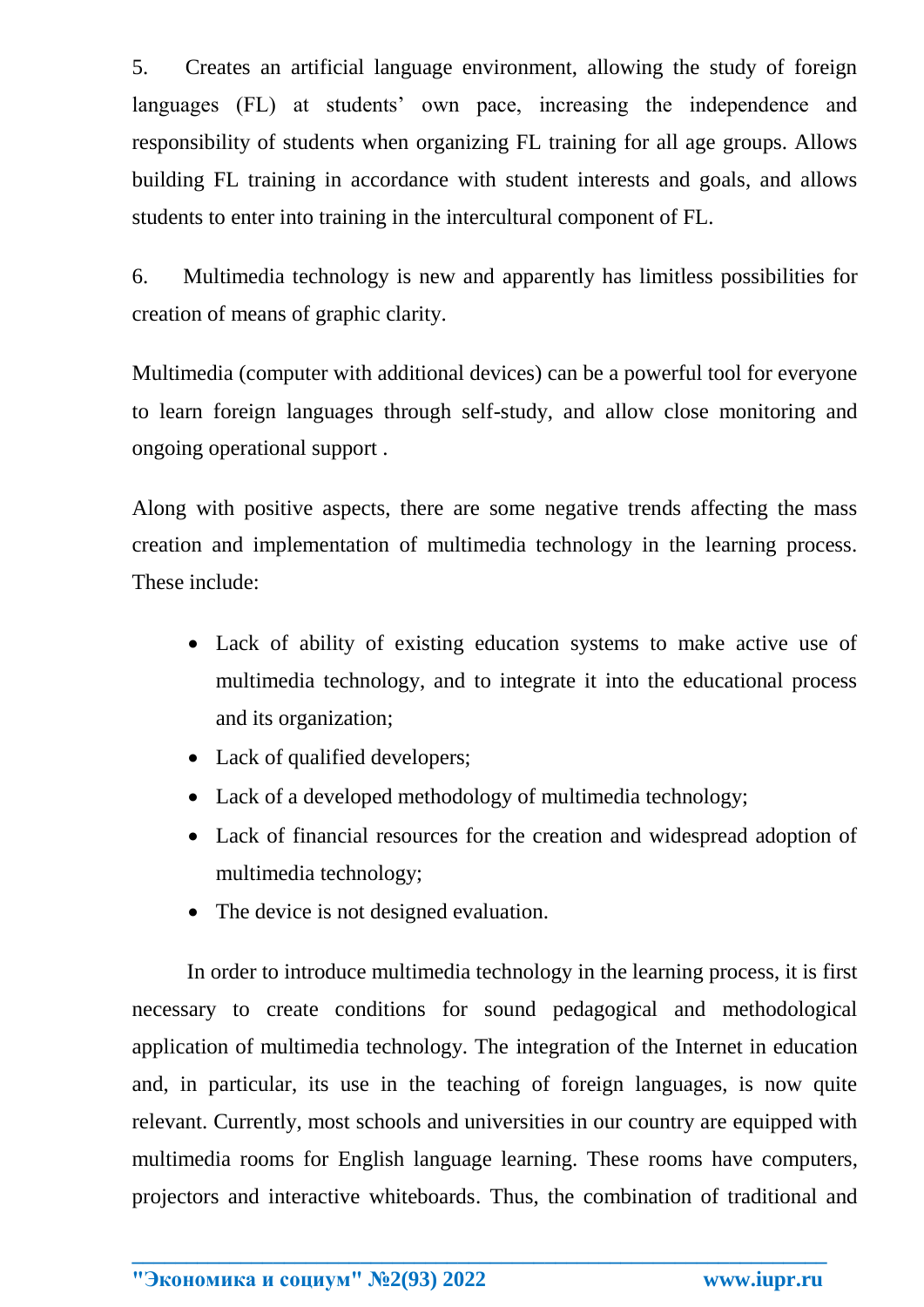5. Creates an artificial language environment, allowing the study of foreign languages (FL) at students' own pace, increasing the independence and responsibility of students when organizing FL training for all age groups. Allows building FL training in accordance with student interests and goals, and allows students to enter into training in the intercultural component of FL.

6. Multimedia technology is new and apparently has limitless possibilities for creation of means of graphic clarity.

Multimedia (computer with additional devices) can be a powerful tool for everyone to learn foreign languages through self-study, and allow close monitoring and ongoing operational support .

Along with positive aspects, there are some negative trends affecting the mass creation and implementation of multimedia technology in the learning process. These include:

- Lack of ability of existing education systems to make active use of multimedia technology, and to integrate it into the educational process and its organization;
- Lack of qualified developers;
- Lack of a developed methodology of multimedia technology;
- Lack of financial resources for the creation and widespread adoption of multimedia technology;
- The device is not designed evaluation.

In order to introduce multimedia technology in the learning process, it is first necessary to create conditions for sound pedagogical and methodological application of multimedia technology. The integration of the Internet in education and, in particular, its use in the teaching of foreign languages, is now quite relevant. Currently, most schools and universities in our country are equipped with multimedia rooms for English language learning. These rooms have computers, projectors and interactive whiteboards. Thus, the combination of traditional and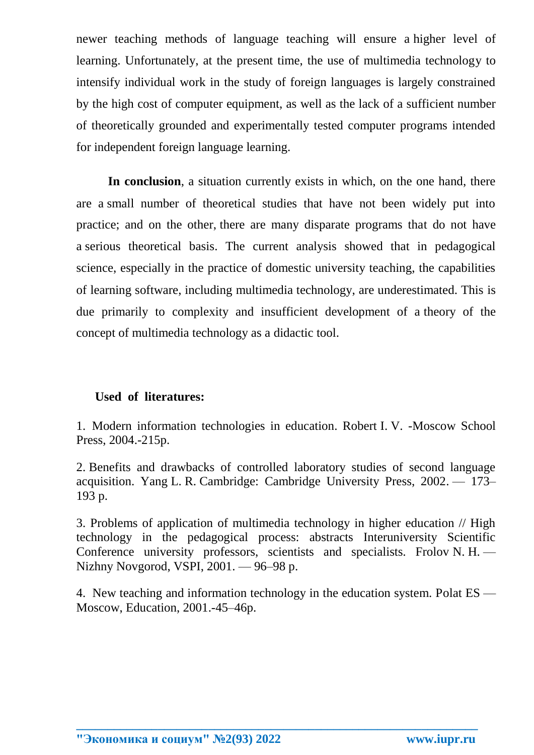newer teaching methods of language teaching will ensure a higher level of learning. Unfortunately, at the present time, the use of multimedia technology to intensify individual work in the study of foreign languages is largely constrained by the high cost of computer equipment, as well as the lack of a sufficient number of theoretically grounded and experimentally tested computer programs intended for independent foreign language learning.

**In conclusion**, a situation currently exists in which, on the one hand, there are a small number of theoretical studies that have not been widely put into practice; and on the other, there are many disparate programs that do not have a serious theoretical basis. The current analysis showed that in pedagogical science, especially in the practice of domestic university teaching, the capabilities of learning software, including multimedia technology, are underestimated. This is due primarily to complexity and insufficient development of a theory of the concept of multimedia technology as a didactic tool.

**Used of literatures:**

1. Modern information technologies in education. Robert I. V. -Moscow School Press, 2004.-215p.

2. Benefits and drawbacks of controlled laboratory studies of second language acquisition. Yang L. R. Cambridge: Cambridge University Press, 2002. — 173–193 p.

3. Problems of application of multimedia technology in higher education // High technology in the pedagogical process: abstracts Interuniversity Scientific Conference university professors, scientists and specialists. Frolov N. H. — Nizhny Novgorod, VSPI, 2001. — 96–98 p.

4. New teaching and information technology in the education system. Polat ES — Moscow, Education, 2001.-45–46p.